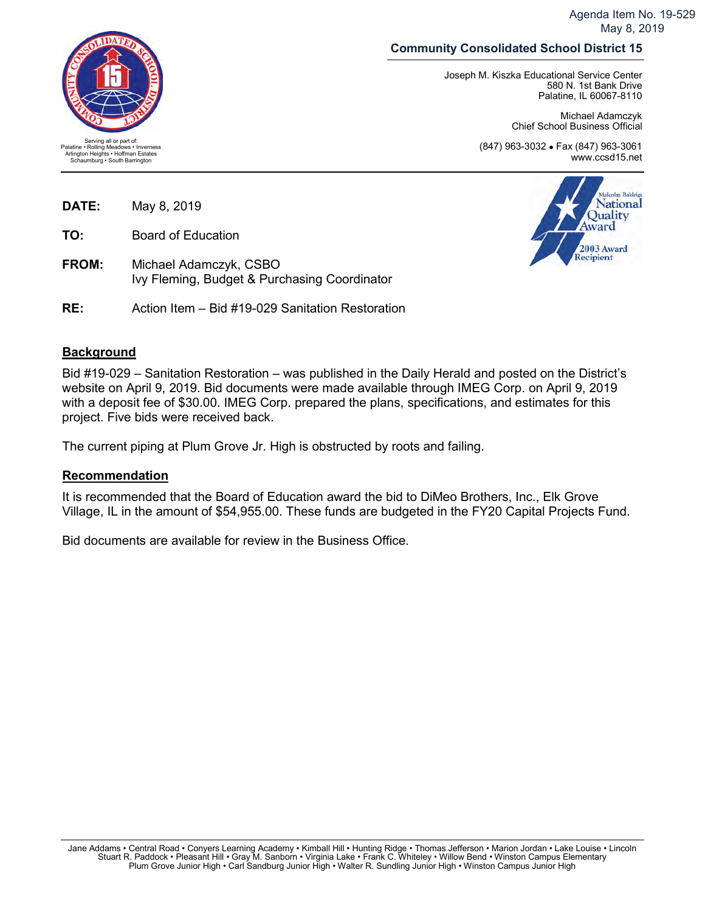Agenda Item No. 19-529
May 8, 2019

**Community Consolidated School District 15**

Joseph M. Kiszka Educational Service Center
580 N. 1st Bank Drive
Palatine, IL 60067-8110

Michael Adamczyk
Chief School Business Official

(847) 963-3032 • Fax (847) 963-3061
www.ccsd15.net

Serving all or part of:
Palatine • Rolling Meadows • Inverness
Arlington Heights • Hoffman Estates
Schaumburg • South Barrington

Malcolm Baldrige National Quality Award
2003 Award Recipient

**DATE:** May 8, 2019

**TO:** Board of Education

**FROM:** Michael Adamczyk, CSBO
Ivy Fleming, Budget & Purchasing Coordinator

**RE:** Action Item – Bid #19-029 Sanitation Restoration

## Background

Bid #19-029 – Sanitation Restoration – was published in the Daily Herald and posted on the District's website on April 9, 2019. Bid documents were made available through IMEG Corp. on April 9, 2019 with a deposit fee of $30.00. IMEG Corp. prepared the plans, specifications, and estimates for this project. Five bids were received back.

The current piping at Plum Grove Jr. High is obstructed by roots and failing.

## Recommendation

It is recommended that the Board of Education award the bid to DiMeo Brothers, Inc., Elk Grove Village, IL in the amount of $54,955.00. These funds are budgeted in the FY20 Capital Projects Fund.

Bid documents are available for review in the Business Office.

Jane Addams • Central Road • Conyers Learning Academy • Kimball Hill • Hunting Ridge • Thomas Jefferson • Marion Jordan • Lake Louise • Lincoln
Stuart R. Paddock • Pleasant Hill • Gray M. Sanborn • Virginia Lake • Frank C. Whiteley • Willow Bend • Winston Campus Elementary
Plum Grove Junior High • Carl Sandburg Junior High • Walter R. Sundling Junior High • Winston Campus Junior High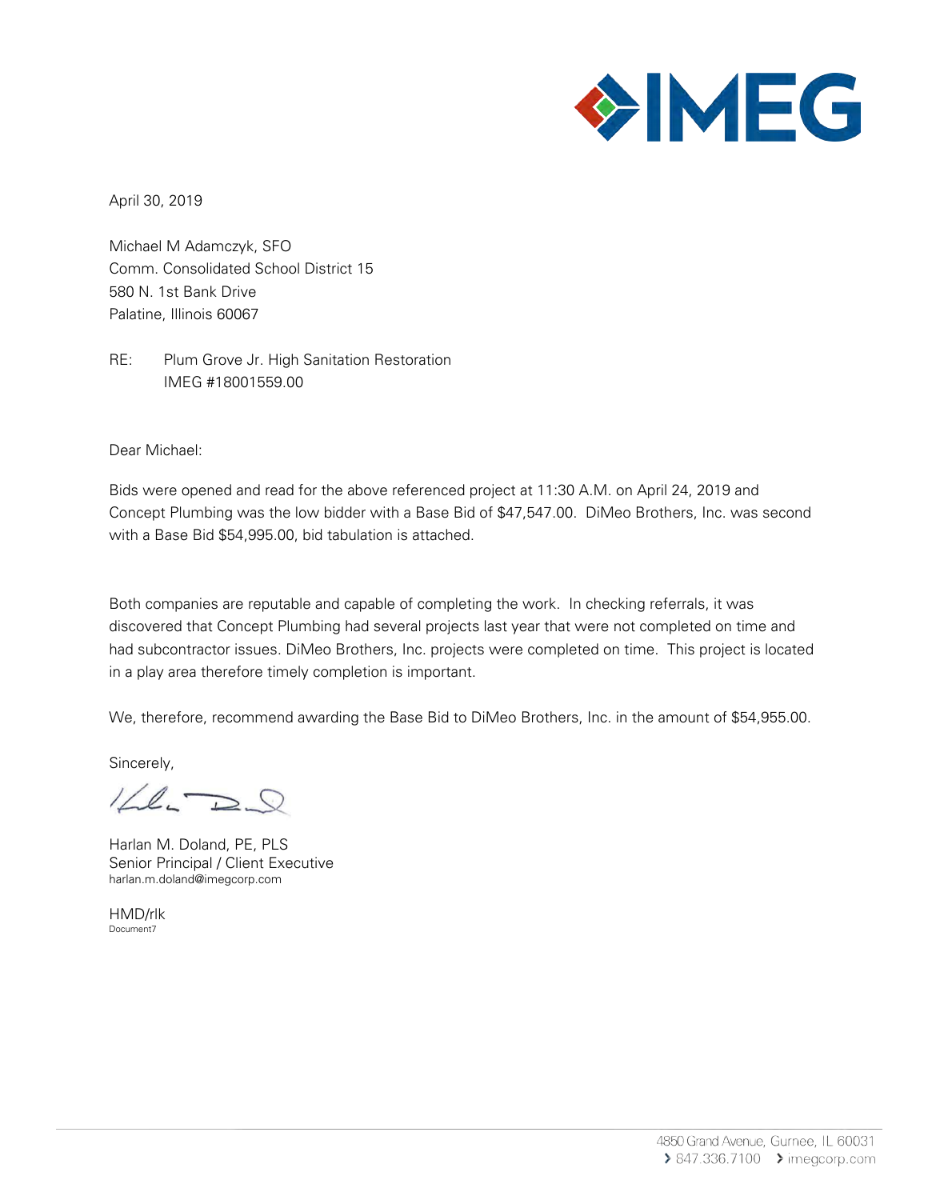April 30, 2019

Michael M Adamczyk, SFO
Comm. Consolidated School District 15
580 N. 1st Bank Drive
Palatine, Illinois 60067

RE: Plum Grove Jr. High Sanitation Restoration
IMEG #18001559.00

Dear Michael:

Bids were opened and read for the above referenced project at 11:30 A.M. on April 24, 2019 and Concept Plumbing was the low bidder with a Base Bid of $47,547.00. DiMeo Brothers, Inc. was second with a Base Bid $54,995.00, bid tabulation is attached.

Both companies are reputable and capable of completing the work. In checking referrals, it was discovered that Concept Plumbing had several projects last year that were not completed on time and had subcontractor issues. DiMeo Brothers, Inc. projects were completed on time. This project is located in a play area therefore timely completion is important.

We, therefore, recommend awarding the Base Bid to DiMeo Brothers, Inc. in the amount of $54,955.00.

Sincerely,

Harlan M. Doland, PE, PLS
Senior Principal / Client Executive
harlan.m.doland@imegcorp.com

HMD/rlk
Document7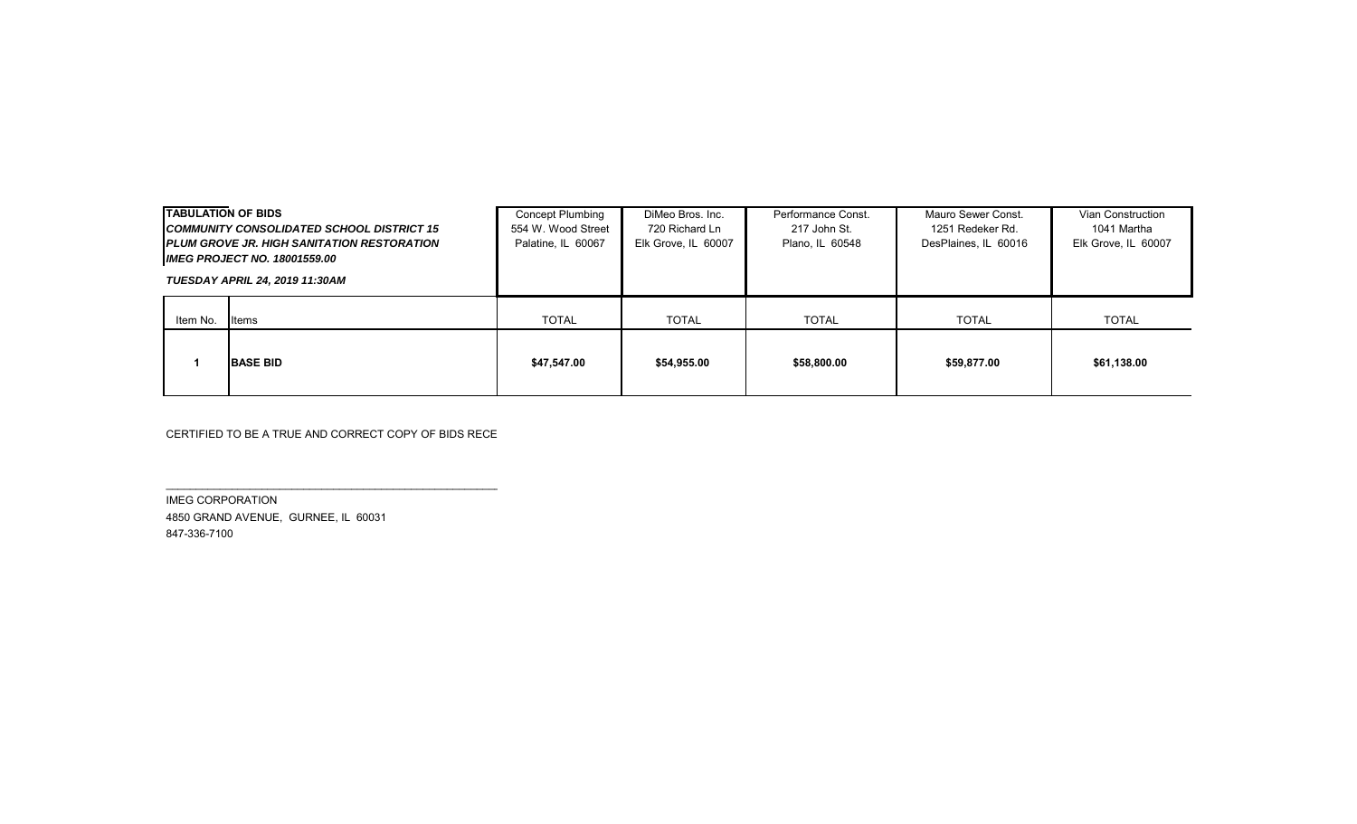**TABULATION OF BIDS**
***COMMUNITY CONSOLIDATED SCHOOL DISTRICT 15***
***PLUM GROVE JR. HIGH SANITATION RESTORATION***
***IMEG PROJECT NO. 18001559.00***

***TUESDAY APRIL 24, 2019 11:30AM***

| Item No. | Items | Concept Plumbing<br>554 W. Wood Street<br>Palatine, IL 60067<br>TOTAL | DiMeo Bros. Inc.<br>720 Richard Ln<br>Elk Grove, IL 60007<br>TOTAL | Performance Const.<br>217 John St.<br>Plano, IL 60548<br>TOTAL | Mauro Sewer Const.<br>1251 Redeker Rd.<br>DesPlaines, IL 60016<br>TOTAL | Vian Construction<br>1041 Martha<br>Elk Grove, IL 60007<br>TOTAL |
|---|---|---|---|---|---|---|
| **1** | **BASE BID** | **$47,547.00** | **$54,955.00** | **$58,800.00** | **$59,877.00** | **$61,138.00** |

CERTIFIED TO BE A TRUE AND CORRECT COPY OF BIDS RECE

\_\_\_\_\_\_\_\_\_\_\_\_\_\_\_\_\_\_\_\_\_\_\_\_\_\_\_\_\_\_\_\_\_\_\_\_\_\_\_\_\_\_\_\_\_\_\_\_

IMEG CORPORATION
4850 GRAND AVENUE, GURNEE, IL 60031
847-336-7100